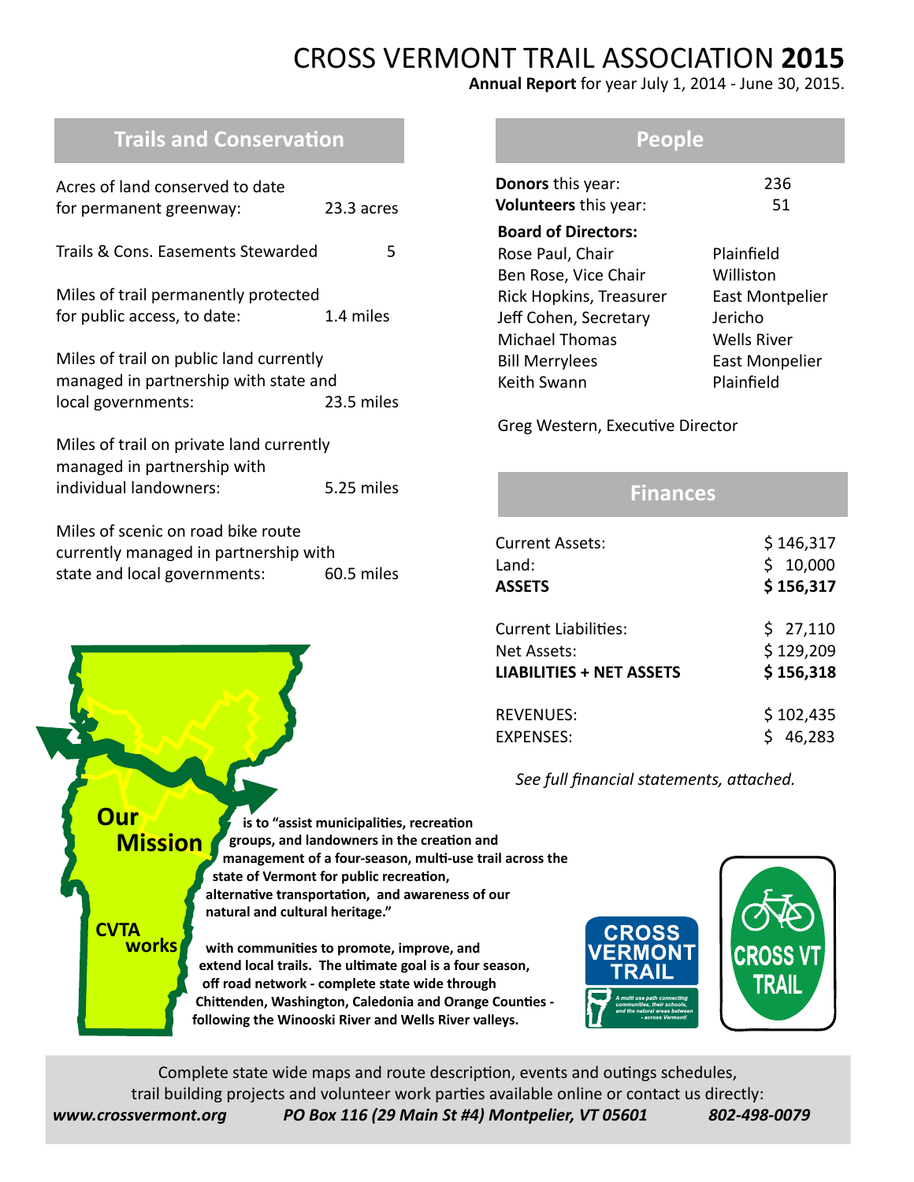# CROSS VERMONT TRAIL ASSOCIATION **2015**

**Annual Report** for year July 1, 2014 - June 30, 2015.

## Trails and Conservation

| | |
|---|---|
| Acres of land conserved to date for permanent greenway: | 23.3 acres |
| Trails & Cons. Easements Stewarded | 5 |
| Miles of trail permanently protected for public access, to date: | 1.4 miles |
| Miles of trail on public land currently managed in partnership with state and local governments: | 23.5 miles |
| Miles of trail on private land currently managed in partnership with individual landowners: | 5.25 miles |
| Miles of scenic on road bike route currently managed in partnership with state and local governments: | 60.5 miles |

## People

| | |
|---|---|
| **Donors** this year: | 236 |
| **Volunteers** this year: | 51 |

**Board of Directors:**

| | |
|---|---|
| Rose Paul, Chair | Plainfield |
| Ben Rose, Vice Chair | Williston |
| Rick Hopkins, Treasurer | East Montpelier |
| Jeff Cohen, Secretary | Jericho |
| Michael Thomas | Wells River |
| Bill Merrylees | East Monpelier |
| Keith Swann | Plainfield |

Greg Western, Executive Director

## Finances

| | |
|---|---|
| Current Assets: | $ 146,317 |
| Land: | $ 10,000 |
| **ASSETS** | **$ 156,317** |
| Current Liabilities: | $ 27,110 |
| Net Assets: | $ 129,209 |
| **LIABILITIES + NET ASSETS** | **$ 156,318** |
| REVENUES: | $ 102,435 |
| EXPENSES: | $ 46,283 |

*See full financial statements, attached.*

**Our Mission** is to "assist municipalities, recreation groups, and landowners in the creation and management of a four-season, multi-use trail across the state of Vermont for public recreation, alternative transportation, and awareness of our natural and cultural heritage."

**CVTA works** with communities to promote, improve, and extend local trails. The ultimate goal is a four season, off road network - complete state wide through Chittenden, Washington, Caledonia and Orange Counties - following the Winooski River and Wells River valleys.

CROSS VERMONT TRAIL — A multi use path connecting communities, their schools, and the natural areas between - across Vermont!

CROSS VT TRAIL

Complete state wide maps and route description, events and outings schedules, trail building projects and volunteer work parties available online or contact us directly:

*www.crossvermont.org* *PO Box 116 (29 Main St #4) Montpelier, VT 05601* *802-498-0079*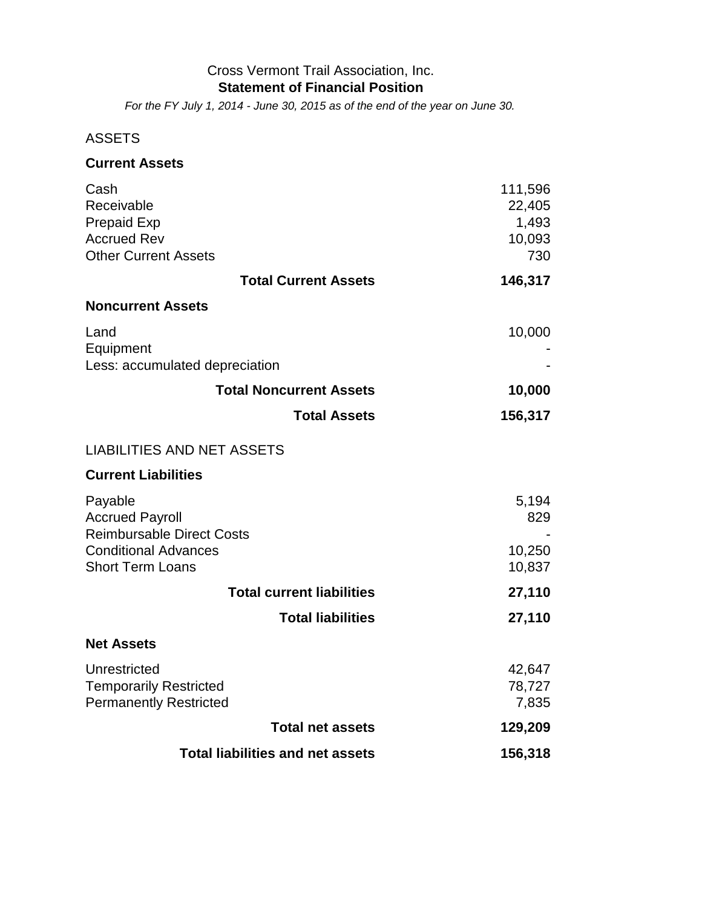# Cross Vermont Trail Association, Inc.

## Statement of Financial Position

*For the FY July 1, 2014 - June 30, 2015 as of the end of the year on June 30.*

ASSETS

| **Current Assets** | |
|---|---|
| Cash | 111,596 |
| Receivable | 22,405 |
| Prepaid Exp | 1,493 |
| Accrued Rev | 10,093 |
| Other Current Assets | 730 |
| **Total Current Assets** | **146,317** |
| **Noncurrent Assets** | |
| Land | 10,000 |
| Equipment | - |
| Less: accumulated depreciation | - |
| **Total Noncurrent Assets** | **10,000** |
| **Total Assets** | **156,317** |

LIABILITIES AND NET ASSETS

| **Current Liabilities** | |
|---|---|
| Payable | 5,194 |
| Accrued Payroll | 829 |
| Reimbursable Direct Costs | - |
| Conditional Advances | 10,250 |
| Short Term Loans | 10,837 |
| **Total current liabilities** | **27,110** |
| **Total liabilities** | **27,110** |
| **Net Assets** | |
| Unrestricted | 42,647 |
| Temporarily Restricted | 78,727 |
| Permanently Restricted | 7,835 |
| **Total net assets** | **129,209** |
| **Total liabilities and net assets** | **156,318** |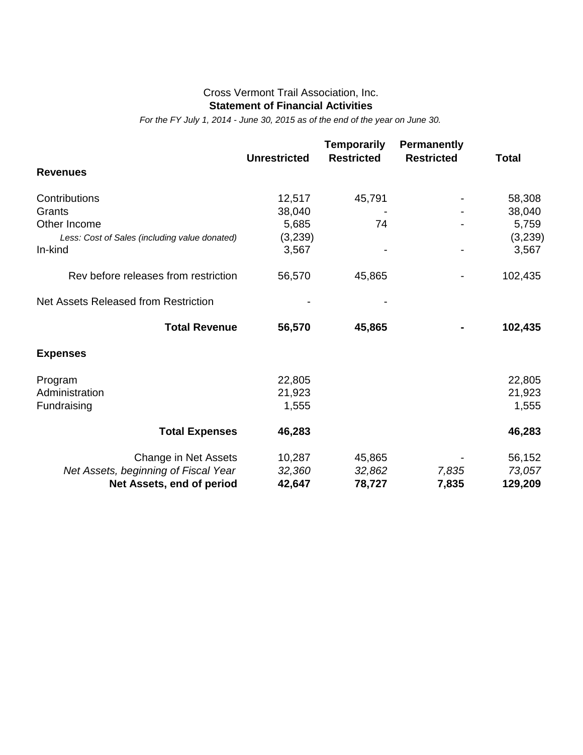Cross Vermont Trail Association, Inc.

**Statement of Financial Activities**

*For the FY July 1, 2014 - June 30, 2015 as of the end of the year on June 30.*

| | Unrestricted | Temporarily Restricted | Permanently Restricted | Total |
|---|---|---|---|---|
| **Revenues** | | | | |
| Contributions | 12,517 | 45,791 | - | 58,308 |
| Grants | 38,040 | - | - | 38,040 |
| Other Income | 5,685 | 74 | - | 5,759 |
| *Less: Cost of Sales (including value donated)* | (3,239) | | | (3,239) |
| In-kind | 3,567 | - | - | 3,567 |
| Rev before releases from restriction | 56,570 | 45,865 | - | 102,435 |
| Net Assets Released from Restriction | - | - | | |
| **Total Revenue** | **56,570** | **45,865** | **-** | **102,435** |
| **Expenses** | | | | |
| Program | 22,805 | | | 22,805 |
| Administration | 21,923 | | | 21,923 |
| Fundraising | 1,555 | | | 1,555 |
| **Total Expenses** | **46,283** | | | **46,283** |
| Change in Net Assets | 10,287 | 45,865 | - | 56,152 |
| *Net Assets, beginning of Fiscal Year* | *32,360* | *32,862* | *7,835* | *73,057* |
| **Net Assets, end of period** | **42,647** | **78,727** | **7,835** | **129,209** |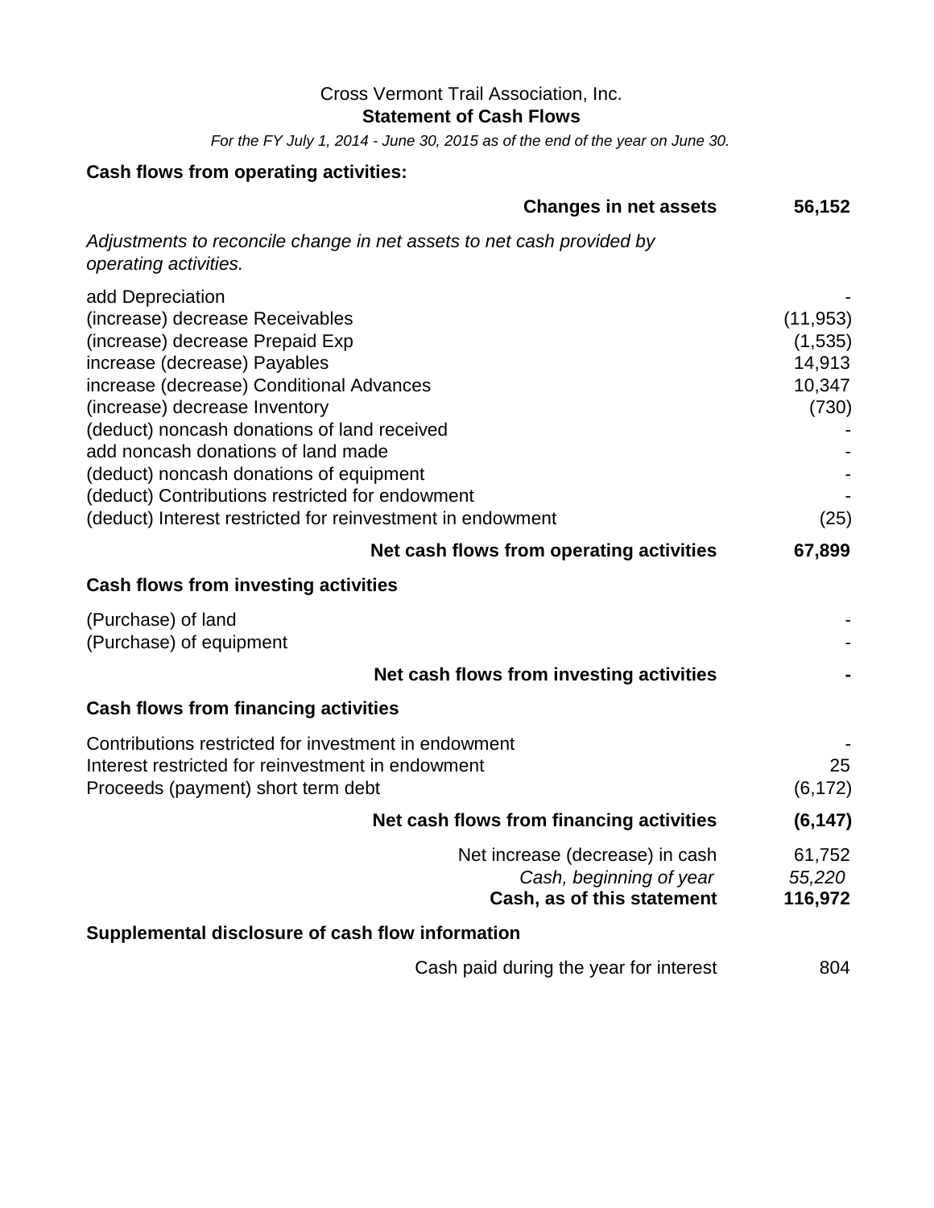Cross Vermont Trail Association, Inc.

**Statement of Cash Flows**

*For the FY July 1, 2014 - June 30, 2015 as of the end of the year on June 30.*

**Cash flows from operating activities:**

| | |
|---|---:|
| **Changes in net assets** | **56,152** |
| *Adjustments to reconcile change in net assets to net cash provided by operating activities.* | |
| add Depreciation | - |
| (increase) decrease Receivables | (11,953) |
| (increase) decrease Prepaid Exp | (1,535) |
| increase (decrease) Payables | 14,913 |
| increase (decrease) Conditional Advances | 10,347 |
| (increase) decrease Inventory | (730) |
| (deduct) noncash donations of land received | - |
| add noncash donations of land made | - |
| (deduct) noncash donations of equipment | - |
| (deduct) Contributions restricted for endowment | - |
| (deduct) Interest restricted for reinvestment in endowment | (25) |
| **Net cash flows from operating activities** | **67,899** |
| **Cash flows from investing activities** | |
| (Purchase) of land | - |
| (Purchase) of equipment | - |
| **Net cash flows from investing activities** | **-** |
| **Cash flows from financing activities** | |
| Contributions restricted for investment in endowment | - |
| Interest restricted for reinvestment in endowment | 25 |
| Proceeds (payment) short term debt | (6,172) |
| **Net cash flows from financing activities** | **(6,147)** |
| Net increase (decrease) in cash | 61,752 |
| *Cash, beginning of year* | *55,220* |
| **Cash, as of this statement** | **116,972** |

**Supplemental disclosure of cash flow information**

| | |
|---|---:|
| Cash paid during the year for interest | 804 |